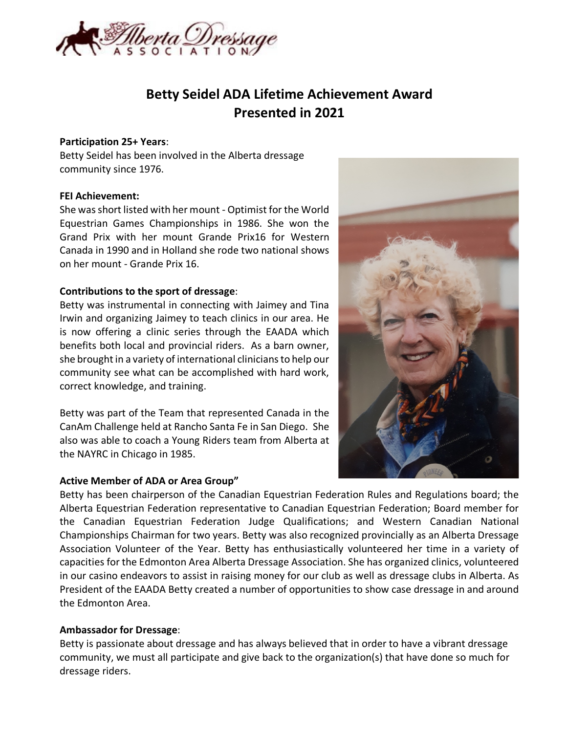# Betty Seidel ADA Lifetime Achievement Award
# Presented in 2021

**Participation 25+ Years**:
Betty Seidel has been involved in the Alberta dressage community since 1976.

**FEI Achievement:**
She was short listed with her mount - Optimist for the World Equestrian Games Championships in 1986. She won the Grand Prix with her mount Grande Prix16 for Western Canada in 1990 and in Holland she rode two national shows on her mount - Grande Prix 16.

**Contributions to the sport of dressage**:
Betty was instrumental in connecting with Jaimey and Tina Irwin and organizing Jaimey to teach clinics in our area. He is now offering a clinic series through the EAADA which benefits both local and provincial riders. As a barn owner, she brought in a variety of international clinicians to help our community see what can be accomplished with hard work, correct knowledge, and training.

Betty was part of the Team that represented Canada in the CanAm Challenge held at Rancho Santa Fe in San Diego. She also was able to coach a Young Riders team from Alberta at the NAYRC in Chicago in 1985.

**Active Member of ADA or Area Group"**
Betty has been chairperson of the Canadian Equestrian Federation Rules and Regulations board; the Alberta Equestrian Federation representative to Canadian Equestrian Federation; Board member for the Canadian Equestrian Federation Judge Qualifications; and Western Canadian National Championships Chairman for two years. Betty was also recognized provincially as an Alberta Dressage Association Volunteer of the Year. Betty has enthusiastically volunteered her time in a variety of capacities for the Edmonton Area Alberta Dressage Association. She has organized clinics, volunteered in our casino endeavors to assist in raising money for our club as well as dressage clubs in Alberta. As President of the EAADA Betty created a number of opportunities to show case dressage in and around the Edmonton Area.

**Ambassador for Dressage**:
Betty is passionate about dressage and has always believed that in order to have a vibrant dressage community, we must all participate and give back to the organization(s) that have done so much for dressage riders.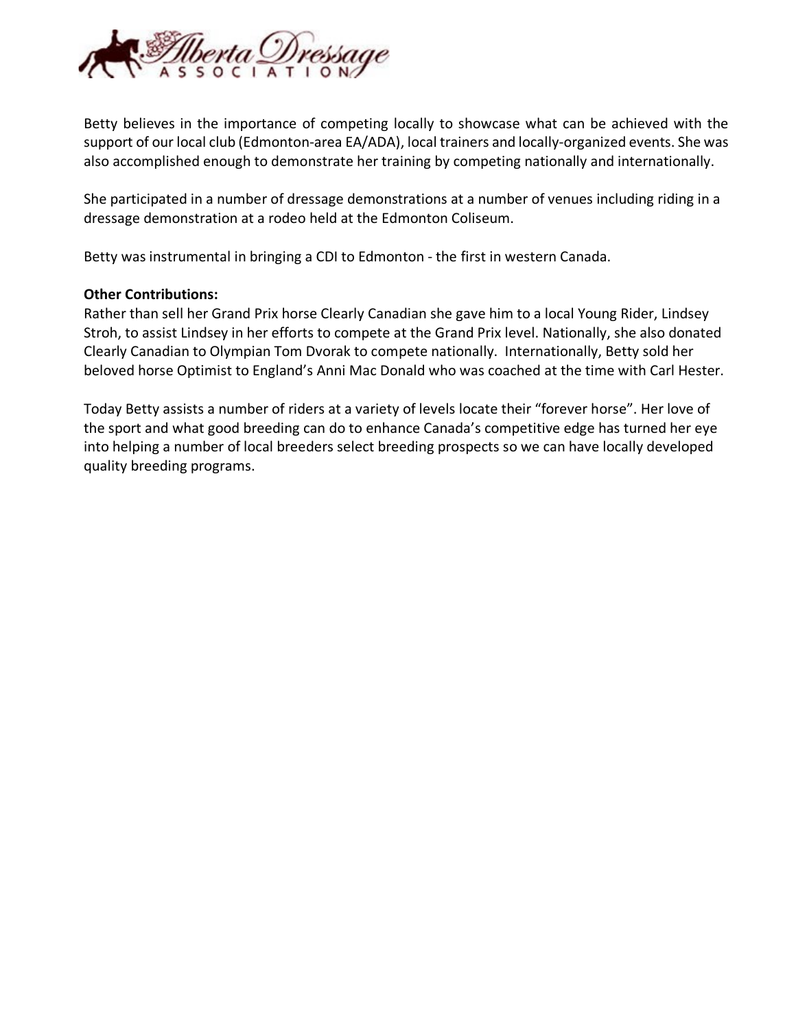Betty believes in the importance of competing locally to showcase what can be achieved with the support of our local club (Edmonton-area EA/ADA), local trainers and locally-organized events. She was also accomplished enough to demonstrate her training by competing nationally and internationally.

She participated in a number of dressage demonstrations at a number of venues including riding in a dressage demonstration at a rodeo held at the Edmonton Coliseum.

Betty was instrumental in bringing a CDI to Edmonton - the first in western Canada.

**Other Contributions:**
Rather than sell her Grand Prix horse Clearly Canadian she gave him to a local Young Rider, Lindsey Stroh, to assist Lindsey in her efforts to compete at the Grand Prix level. Nationally, she also donated Clearly Canadian to Olympian Tom Dvorak to compete nationally. Internationally, Betty sold her beloved horse Optimist to England's Anni Mac Donald who was coached at the time with Carl Hester.

Today Betty assists a number of riders at a variety of levels locate their "forever horse". Her love of the sport and what good breeding can do to enhance Canada's competitive edge has turned her eye into helping a number of local breeders select breeding prospects so we can have locally developed quality breeding programs.